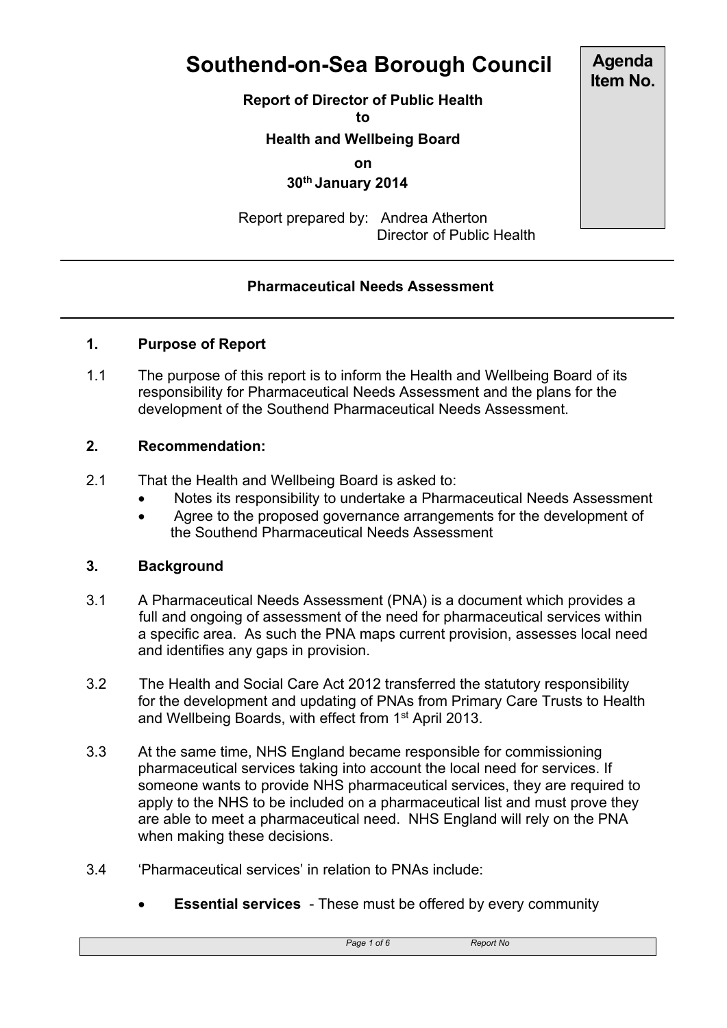# Southend-on-Sea Borough Council

**Agenda Item No.**

**Report of Director of Public Health**
**to**
**Health and Wellbeing Board**
**on**
**30th January 2014**

Report prepared by: Andrea Atherton
Director of Public Health

---

**Pharmaceutical Needs Assessment**

---

## 1. Purpose of Report

1.1 The purpose of this report is to inform the Health and Wellbeing Board of its responsibility for Pharmaceutical Needs Assessment and the plans for the development of the Southend Pharmaceutical Needs Assessment.

## 2. Recommendation:

2.1 That the Health and Wellbeing Board is asked to:

- Notes its responsibility to undertake a Pharmaceutical Needs Assessment
- Agree to the proposed governance arrangements for the development of the Southend Pharmaceutical Needs Assessment

## 3. Background

3.1 A Pharmaceutical Needs Assessment (PNA) is a document which provides a full and ongoing of assessment of the need for pharmaceutical services within a specific area. As such the PNA maps current provision, assesses local need and identifies any gaps in provision.

3.2 The Health and Social Care Act 2012 transferred the statutory responsibility for the development and updating of PNAs from Primary Care Trusts to Health and Wellbeing Boards, with effect from 1st April 2013.

3.3 At the same time, NHS England became responsible for commissioning pharmaceutical services taking into account the local need for services. If someone wants to provide NHS pharmaceutical services, they are required to apply to the NHS to be included on a pharmaceutical list and must prove they are able to meet a pharmaceutical need. NHS England will rely on the PNA when making these decisions.

3.4 'Pharmaceutical services' in relation to PNAs include:

- **Essential services** - These must be offered by every community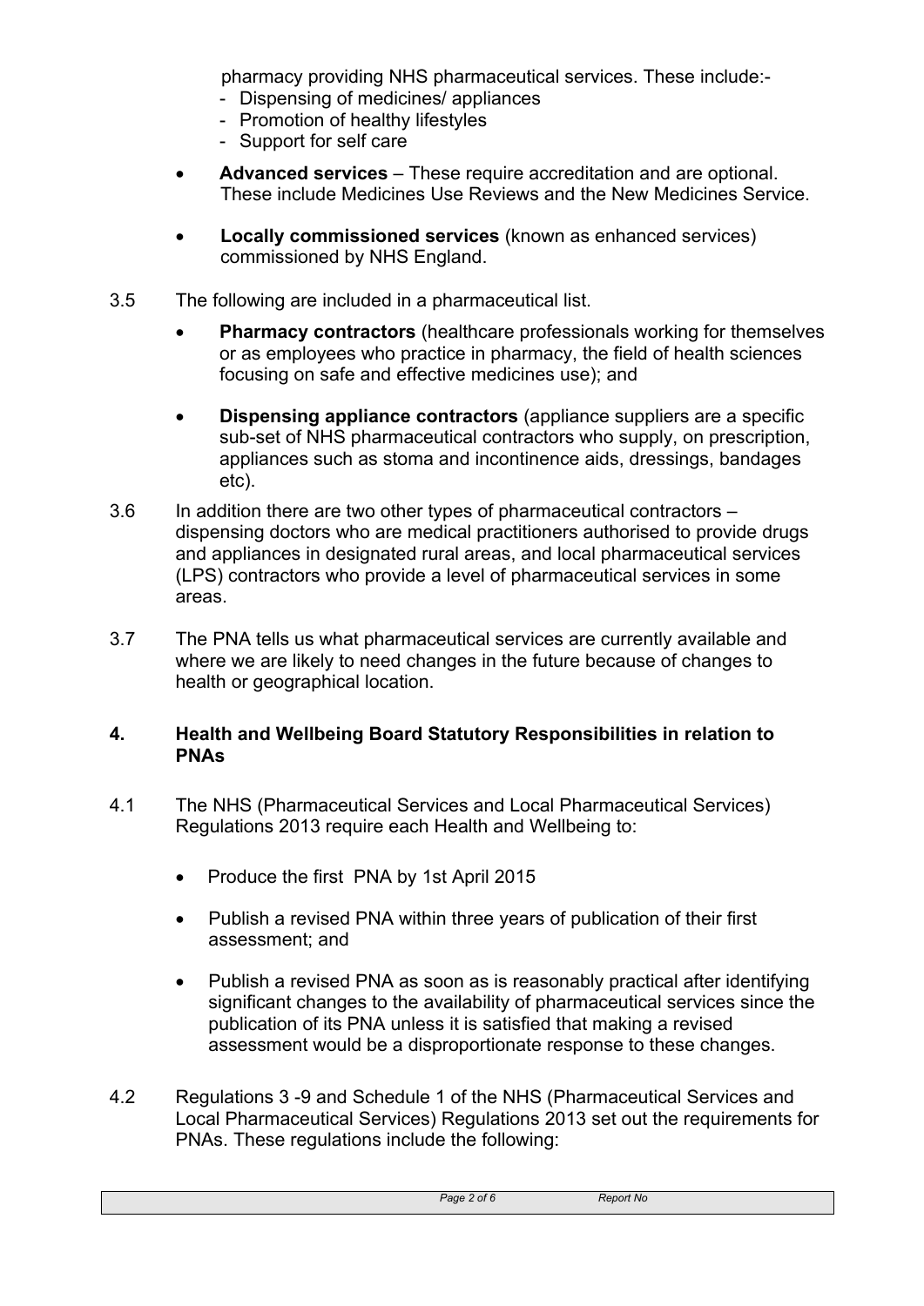pharmacy providing NHS pharmaceutical services. These include:-
- Dispensing of medicines/ appliances
- Promotion of healthy lifestyles
- Support for self care

- **Advanced services** – These require accreditation and are optional. These include Medicines Use Reviews and the New Medicines Service.

- **Locally commissioned services** (known as enhanced services) commissioned by NHS England.

3.5 The following are included in a pharmaceutical list.

- **Pharmacy contractors** (healthcare professionals working for themselves or as employees who practice in pharmacy, the field of health sciences focusing on safe and effective medicines use); and

- **Dispensing appliance contractors** (appliance suppliers are a specific sub-set of NHS pharmaceutical contractors who supply, on prescription, appliances such as stoma and incontinence aids, dressings, bandages etc).

3.6 In addition there are two other types of pharmaceutical contractors – dispensing doctors who are medical practitioners authorised to provide drugs and appliances in designated rural areas, and local pharmaceutical services (LPS) contractors who provide a level of pharmaceutical services in some areas.

3.7 The PNA tells us what pharmaceutical services are currently available and where we are likely to need changes in the future because of changes to health or geographical location.

## 4. Health and Wellbeing Board Statutory Responsibilities in relation to PNAs

4.1 The NHS (Pharmaceutical Services and Local Pharmaceutical Services) Regulations 2013 require each Health and Wellbeing to:

- Produce the first PNA by 1st April 2015

- Publish a revised PNA within three years of publication of their first assessment; and

- Publish a revised PNA as soon as is reasonably practical after identifying significant changes to the availability of pharmaceutical services since the publication of its PNA unless it is satisfied that making a revised assessment would be a disproportionate response to these changes.

4.2 Regulations 3 -9 and Schedule 1 of the NHS (Pharmaceutical Services and Local Pharmaceutical Services) Regulations 2013 set out the requirements for PNAs. These regulations include the following: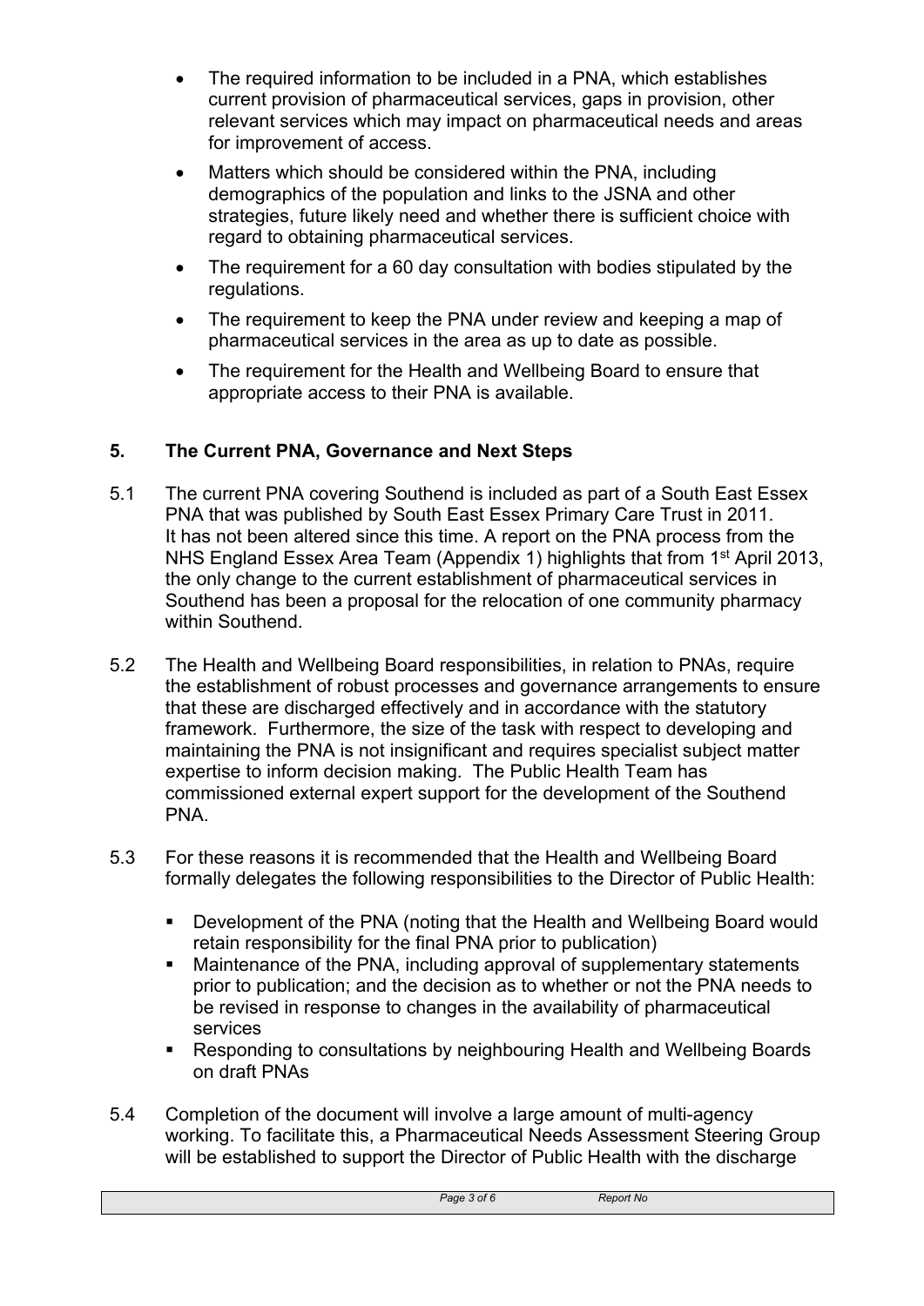- The required information to be included in a PNA, which establishes current provision of pharmaceutical services, gaps in provision, other relevant services which may impact on pharmaceutical needs and areas for improvement of access.
- Matters which should be considered within the PNA, including demographics of the population and links to the JSNA and other strategies, future likely need and whether there is sufficient choice with regard to obtaining pharmaceutical services.
- The requirement for a 60 day consultation with bodies stipulated by the regulations.
- The requirement to keep the PNA under review and keeping a map of pharmaceutical services in the area as up to date as possible.
- The requirement for the Health and Wellbeing Board to ensure that appropriate access to their PNA is available.

## 5. The Current PNA, Governance and Next Steps

5.1 The current PNA covering Southend is included as part of a South East Essex PNA that was published by South East Essex Primary Care Trust in 2011. It has not been altered since this time. A report on the PNA process from the NHS England Essex Area Team (Appendix 1) highlights that from 1st April 2013, the only change to the current establishment of pharmaceutical services in Southend has been a proposal for the relocation of one community pharmacy within Southend.

5.2 The Health and Wellbeing Board responsibilities, in relation to PNAs, require the establishment of robust processes and governance arrangements to ensure that these are discharged effectively and in accordance with the statutory framework. Furthermore, the size of the task with respect to developing and maintaining the PNA is not insignificant and requires specialist subject matter expertise to inform decision making. The Public Health Team has commissioned external expert support for the development of the Southend PNA.

5.3 For these reasons it is recommended that the Health and Wellbeing Board formally delegates the following responsibilities to the Director of Public Health:

- Development of the PNA (noting that the Health and Wellbeing Board would retain responsibility for the final PNA prior to publication)
- Maintenance of the PNA, including approval of supplementary statements prior to publication; and the decision as to whether or not the PNA needs to be revised in response to changes in the availability of pharmaceutical services
- Responding to consultations by neighbouring Health and Wellbeing Boards on draft PNAs

5.4 Completion of the document will involve a large amount of multi-agency working. To facilitate this, a Pharmaceutical Needs Assessment Steering Group will be established to support the Director of Public Health with the discharge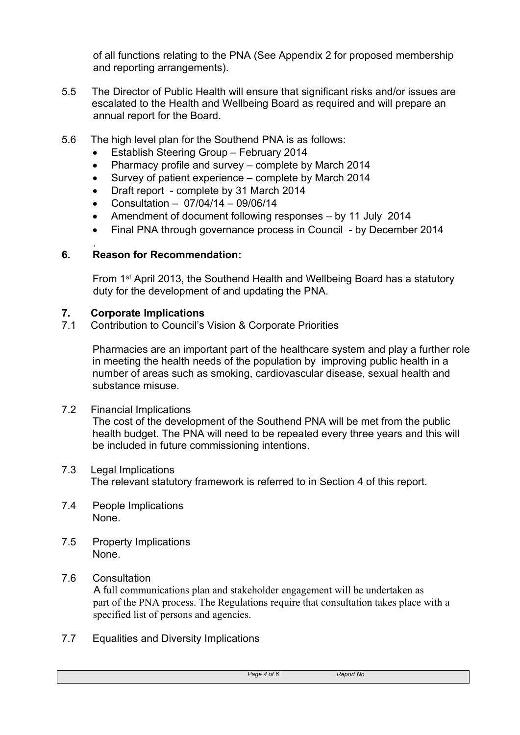of all functions relating to the PNA (See Appendix 2 for proposed membership and reporting arrangements).

5.5 The Director of Public Health will ensure that significant risks and/or issues are escalated to the Health and Wellbeing Board as required and will prepare an annual report for the Board.

5.6 The high level plan for the Southend PNA is as follows:

- Establish Steering Group – February 2014
- Pharmacy profile and survey – complete by March 2014
- Survey of patient experience – complete by March 2014
- Draft report - complete by 31 March 2014
- Consultation – 07/04/14 – 09/06/14
- Amendment of document following responses – by 11 July 2014
- Final PNA through governance process in Council - by December 2014

## 6. Reason for Recommendation:

From 1st April 2013, the Southend Health and Wellbeing Board has a statutory duty for the development of and updating the PNA.

## 7. Corporate Implications

7.1 Contribution to Council's Vision & Corporate Priorities

Pharmacies are an important part of the healthcare system and play a further role in meeting the health needs of the population by improving public health in a number of areas such as smoking, cardiovascular disease, sexual health and substance misuse.

7.2 Financial Implications

The cost of the development of the Southend PNA will be met from the public health budget. The PNA will need to be repeated every three years and this will be included in future commissioning intentions.

7.3 Legal Implications

The relevant statutory framework is referred to in Section 4 of this report.

7.4 People Implications

None.

7.5 Property Implications

None.

7.6 Consultation

A full communications plan and stakeholder engagement will be undertaken as part of the PNA process. The Regulations require that consultation takes place with a specified list of persons and agencies.

7.7 Equalities and Diversity Implications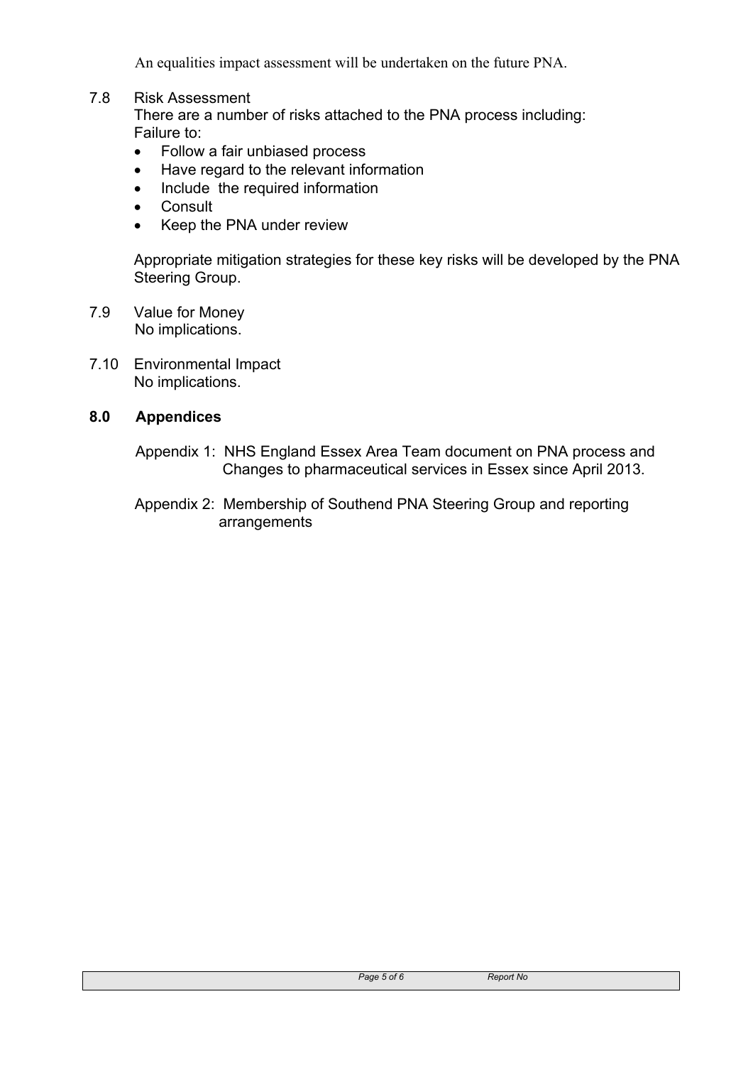An equalities impact assessment will be undertaken on the future PNA.

7.8 Risk Assessment

There are a number of risks attached to the PNA process including:
Failure to:

- Follow a fair unbiased process
- Have regard to the relevant information
- Include the required information
- Consult
- Keep the PNA under review

Appropriate mitigation strategies for these key risks will be developed by the PNA Steering Group.

7.9 Value for Money

No implications.

7.10 Environmental Impact

No implications.

## 8.0 Appendices

Appendix 1: NHS England Essex Area Team document on PNA process and Changes to pharmaceutical services in Essex since April 2013.

Appendix 2: Membership of Southend PNA Steering Group and reporting arrangements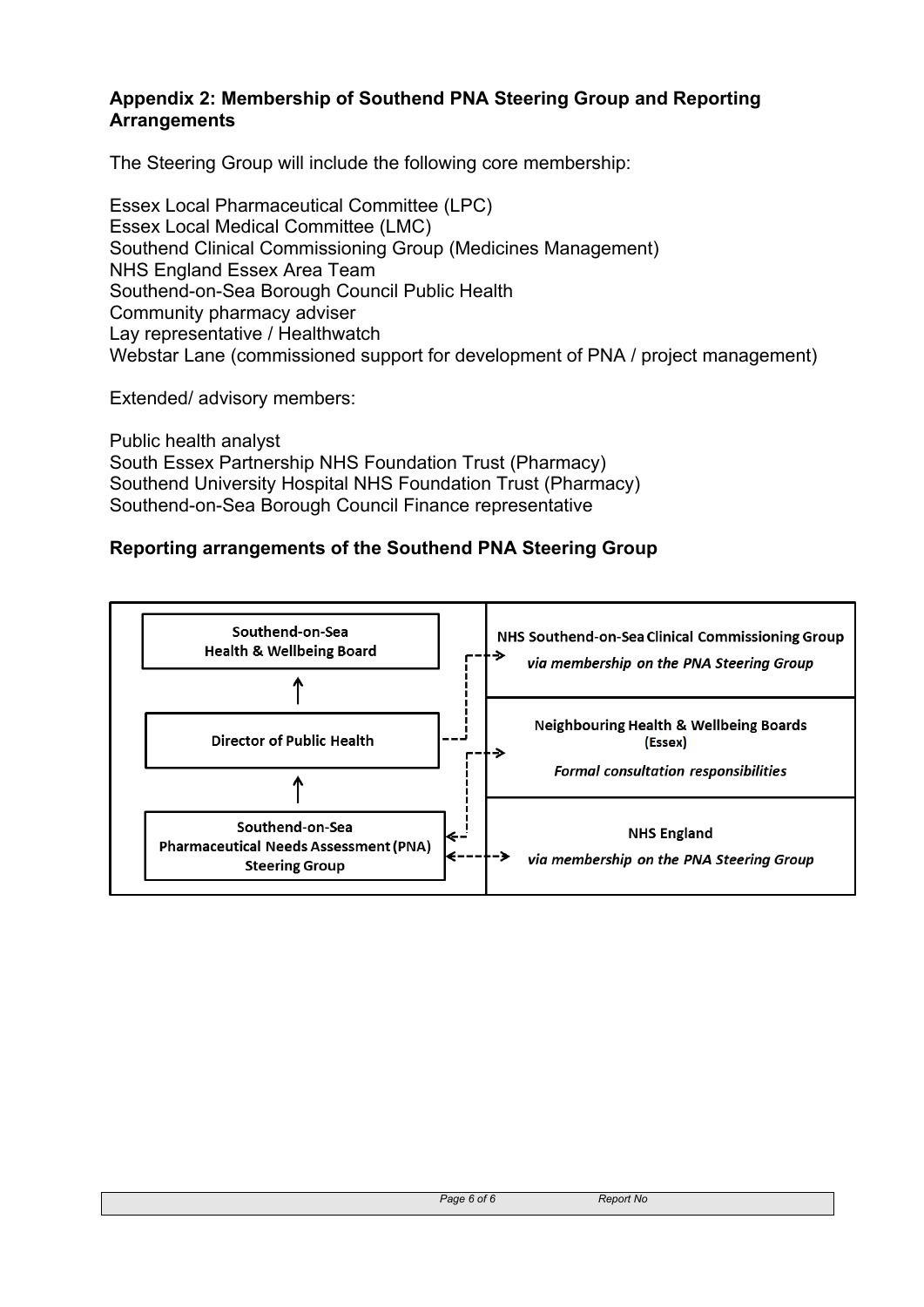## Appendix 2: Membership of Southend PNA Steering Group and Reporting Arrangements

The Steering Group will include the following core membership:

Essex Local Pharmaceutical Committee (LPC)
Essex Local Medical Committee (LMC)
Southend Clinical Commissioning Group (Medicines Management)
NHS England Essex Area Team
Southend-on-Sea Borough Council Public Health
Community pharmacy adviser
Lay representative / Healthwatch
Webstar Lane (commissioned support for development of PNA / project management)

Extended/ advisory members:

Public health analyst
South Essex Partnership NHS Foundation Trust (Pharmacy)
Southend University Hospital NHS Foundation Trust (Pharmacy)
Southend-on-Sea Borough Council Finance representative

## Reporting arrangements of the Southend PNA Steering Group

Southend-on-Sea Health & Wellbeing Board

Director of Public Health

Southend-on-Sea Pharmaceutical Needs Assessment (PNA) Steering Group

NHS Southend-on-Sea Clinical Commissioning Group
*via membership on the PNA Steering Group*

Neighbouring Health & Wellbeing Boards (Essex)
*Formal consultation responsibilities*

NHS England
*via membership on the PNA Steering Group*